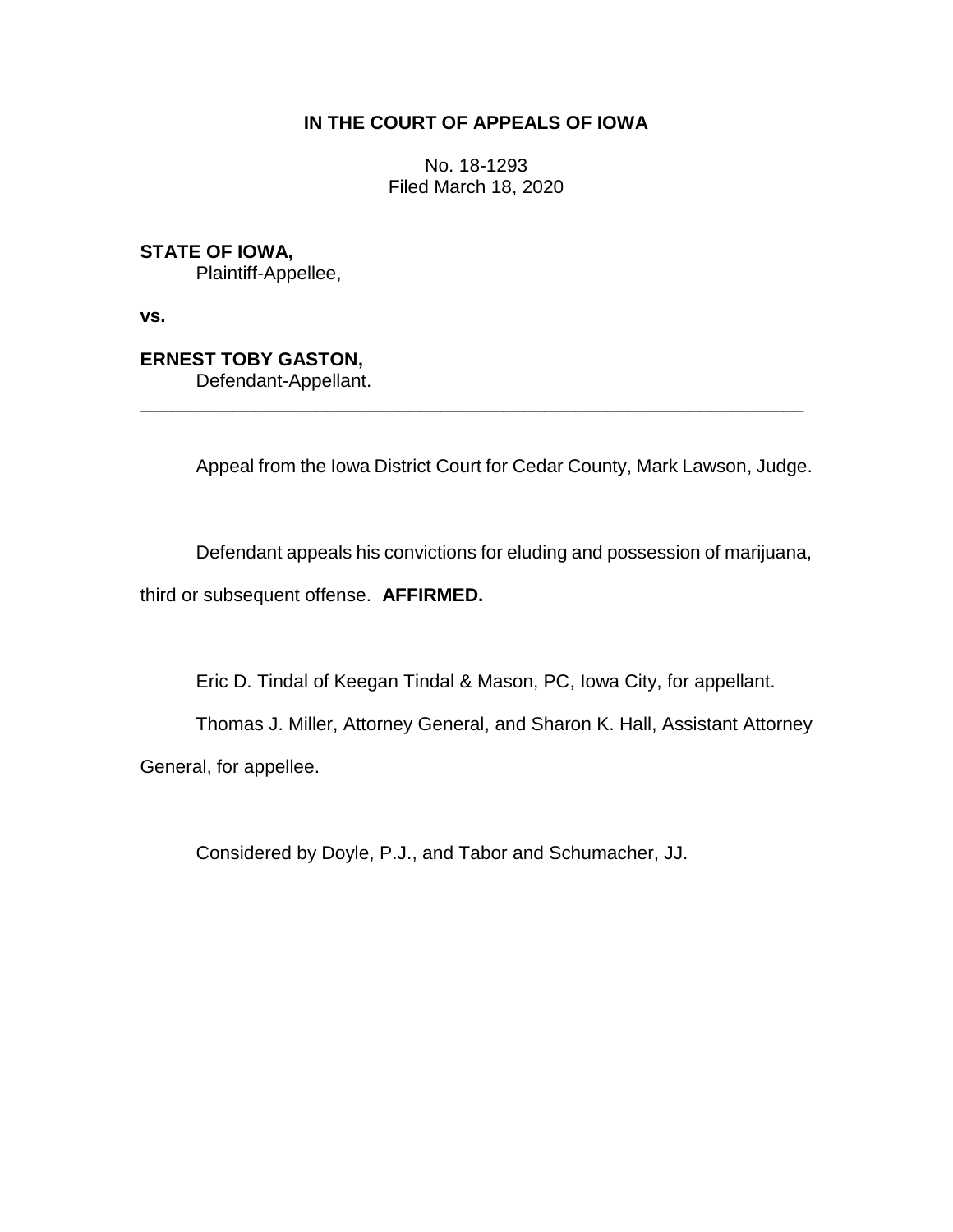**IN THE COURT OF APPEALS OF IOWA**

No. 18-1293
Filed March 18, 2020

**STATE OF IOWA,**
Plaintiff-Appellee,

**vs.**

**ERNEST TOBY GASTON,**
Defendant-Appellant.

---

Appeal from the Iowa District Court for Cedar County, Mark Lawson, Judge.

Defendant appeals his convictions for eluding and possession of marijuana, third or subsequent offense. **AFFIRMED.**

Eric D. Tindal of Keegan Tindal & Mason, PC, Iowa City, for appellant.

Thomas J. Miller, Attorney General, and Sharon K. Hall, Assistant Attorney General, for appellee.

Considered by Doyle, P.J., and Tabor and Schumacher, JJ.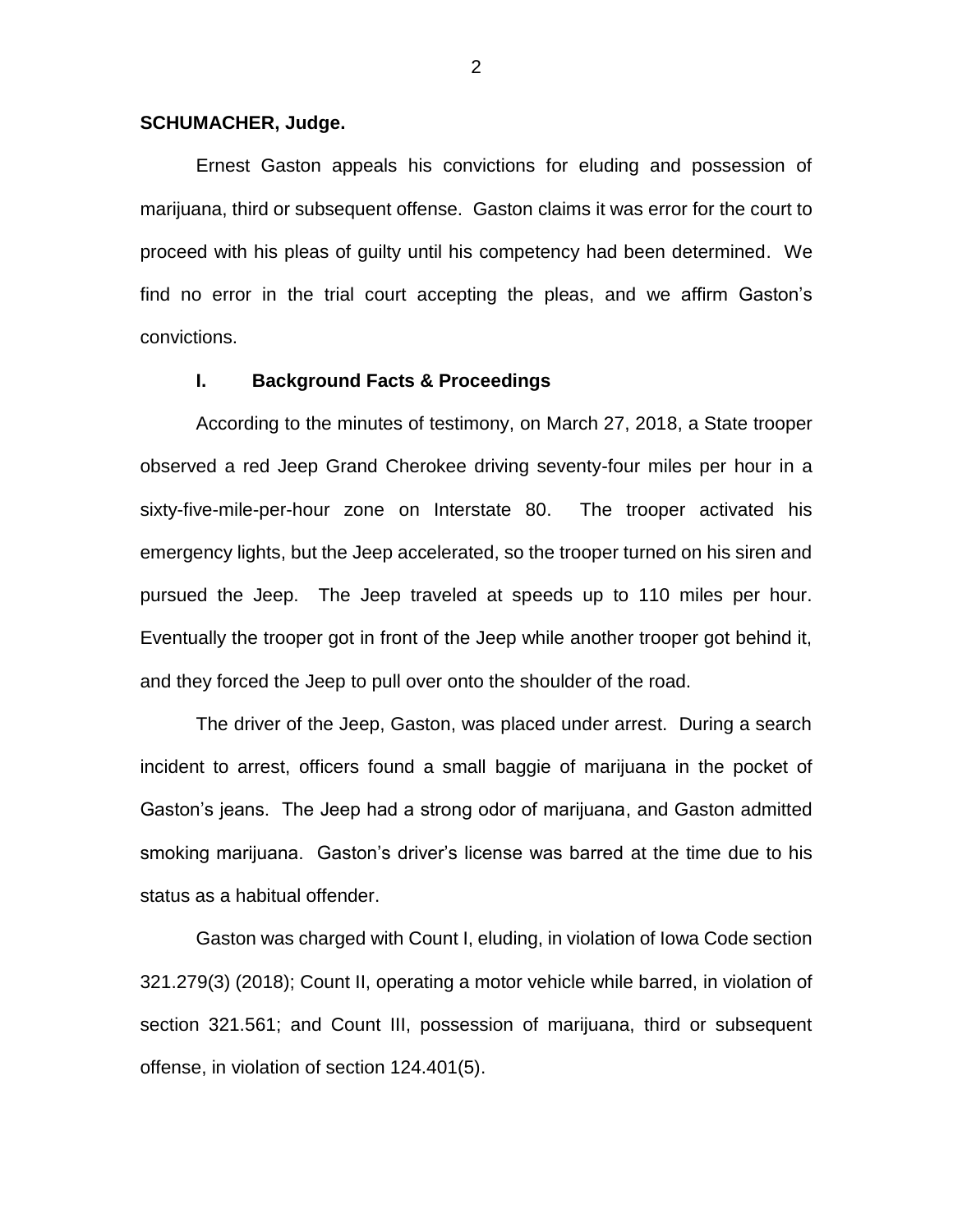**SCHUMACHER, Judge.**

Ernest Gaston appeals his convictions for eluding and possession of marijuana, third or subsequent offense. Gaston claims it was error for the court to proceed with his pleas of guilty until his competency had been determined. We find no error in the trial court accepting the pleas, and we affirm Gaston's convictions.

## I. Background Facts & Proceedings

According to the minutes of testimony, on March 27, 2018, a State trooper observed a red Jeep Grand Cherokee driving seventy-four miles per hour in a sixty-five-mile-per-hour zone on Interstate 80. The trooper activated his emergency lights, but the Jeep accelerated, so the trooper turned on his siren and pursued the Jeep. The Jeep traveled at speeds up to 110 miles per hour. Eventually the trooper got in front of the Jeep while another trooper got behind it, and they forced the Jeep to pull over onto the shoulder of the road.

The driver of the Jeep, Gaston, was placed under arrest. During a search incident to arrest, officers found a small baggie of marijuana in the pocket of Gaston's jeans. The Jeep had a strong odor of marijuana, and Gaston admitted smoking marijuana. Gaston's driver's license was barred at the time due to his status as a habitual offender.

Gaston was charged with Count I, eluding, in violation of Iowa Code section 321.279(3) (2018); Count II, operating a motor vehicle while barred, in violation of section 321.561; and Count III, possession of marijuana, third or subsequent offense, in violation of section 124.401(5).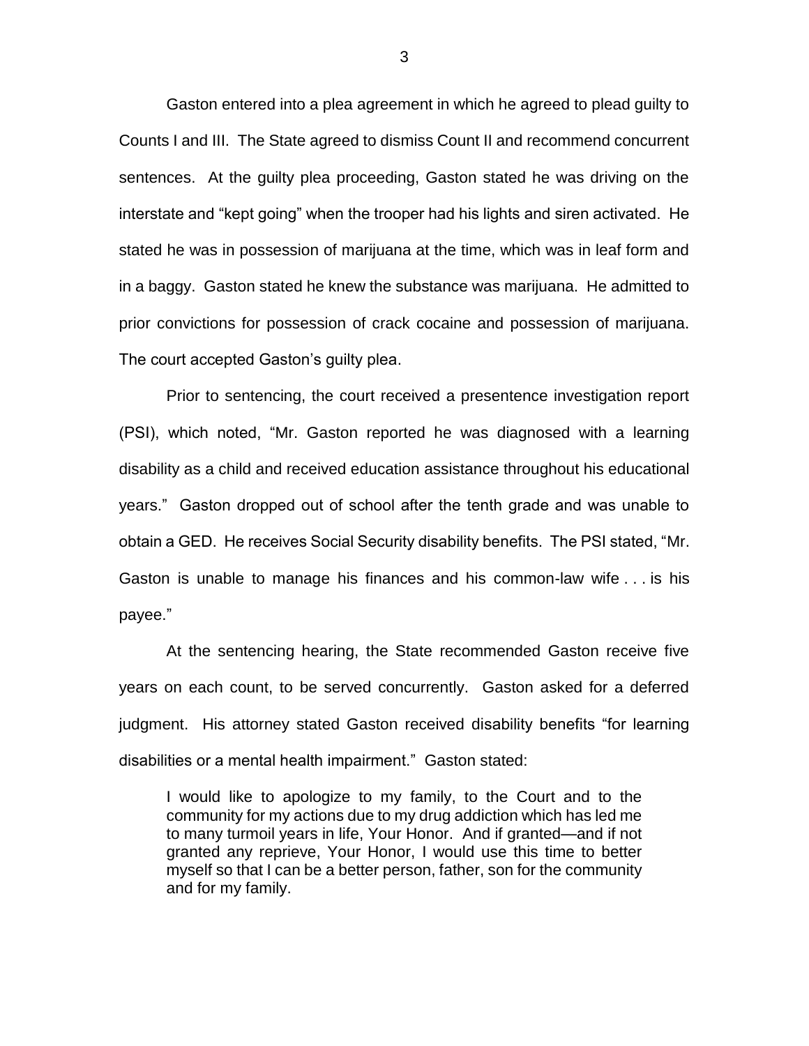Gaston entered into a plea agreement in which he agreed to plead guilty to Counts I and III. The State agreed to dismiss Count II and recommend concurrent sentences. At the guilty plea proceeding, Gaston stated he was driving on the interstate and "kept going" when the trooper had his lights and siren activated. He stated he was in possession of marijuana at the time, which was in leaf form and in a baggy. Gaston stated he knew the substance was marijuana. He admitted to prior convictions for possession of crack cocaine and possession of marijuana. The court accepted Gaston's guilty plea.

Prior to sentencing, the court received a presentence investigation report (PSI), which noted, "Mr. Gaston reported he was diagnosed with a learning disability as a child and received education assistance throughout his educational years." Gaston dropped out of school after the tenth grade and was unable to obtain a GED. He receives Social Security disability benefits. The PSI stated, "Mr. Gaston is unable to manage his finances and his common-law wife . . . is his payee."

At the sentencing hearing, the State recommended Gaston receive five years on each count, to be served concurrently. Gaston asked for a deferred judgment. His attorney stated Gaston received disability benefits "for learning disabilities or a mental health impairment." Gaston stated:

> I would like to apologize to my family, to the Court and to the community for my actions due to my drug addiction which has led me to many turmoil years in life, Your Honor. And if granted—and if not granted any reprieve, Your Honor, I would use this time to better myself so that I can be a better person, father, son for the community and for my family.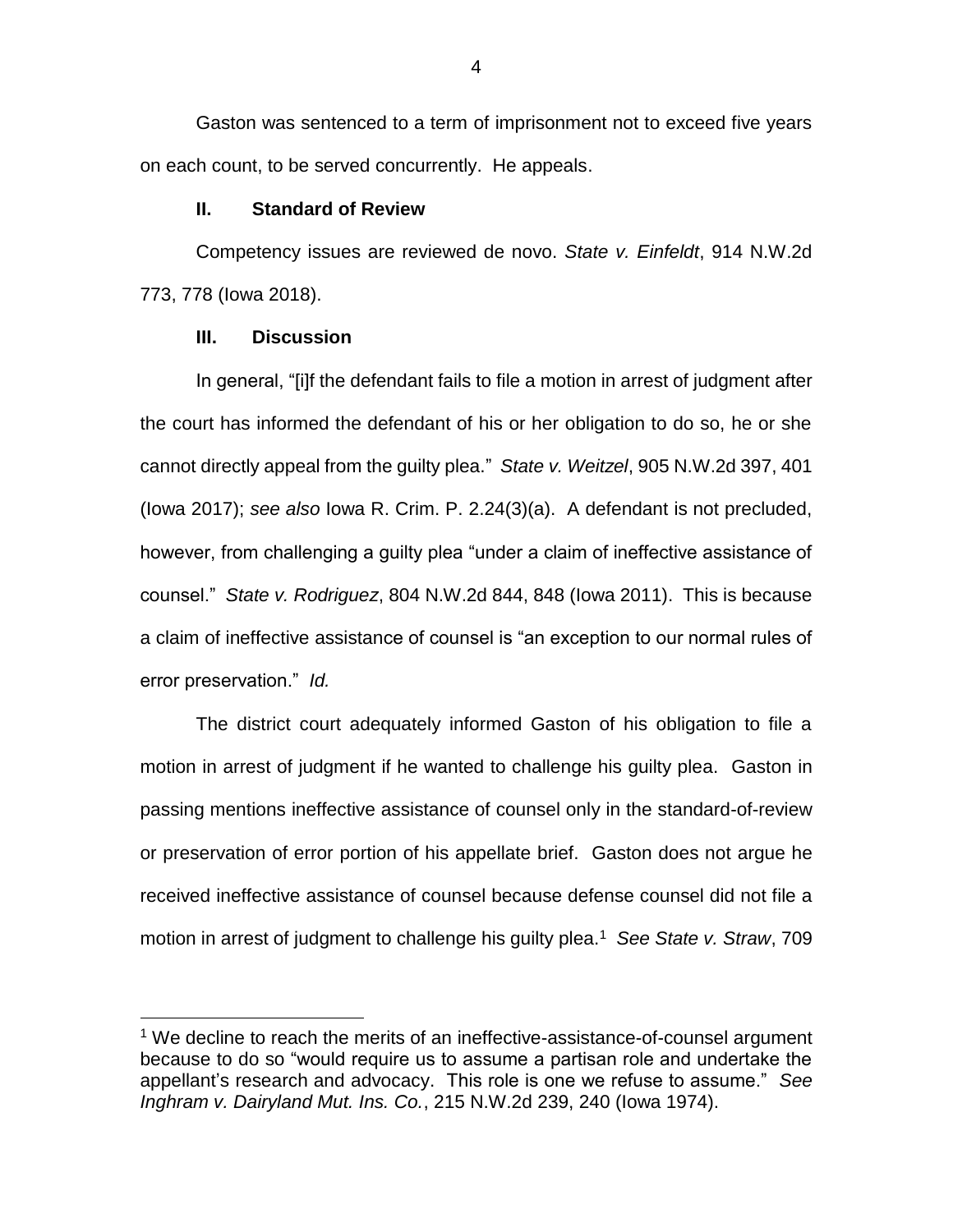Gaston was sentenced to a term of imprisonment not to exceed five years on each count, to be served concurrently. He appeals.

## II. Standard of Review

Competency issues are reviewed de novo. *State v. Einfeldt*, 914 N.W.2d 773, 778 (Iowa 2018).

## III. Discussion

In general, "[i]f the defendant fails to file a motion in arrest of judgment after the court has informed the defendant of his or her obligation to do so, he or she cannot directly appeal from the guilty plea." *State v. Weitzel*, 905 N.W.2d 397, 401 (Iowa 2017); *see also* Iowa R. Crim. P. 2.24(3)(a). A defendant is not precluded, however, from challenging a guilty plea "under a claim of ineffective assistance of counsel." *State v. Rodriguez*, 804 N.W.2d 844, 848 (Iowa 2011). This is because a claim of ineffective assistance of counsel is "an exception to our normal rules of error preservation." *Id.*

The district court adequately informed Gaston of his obligation to file a motion in arrest of judgment if he wanted to challenge his guilty plea. Gaston in passing mentions ineffective assistance of counsel only in the standard-of-review or preservation of error portion of his appellate brief. Gaston does not argue he received ineffective assistance of counsel because defense counsel did not file a motion in arrest of judgment to challenge his guilty plea.[1] *See State v. Straw*, 709

[1] We decline to reach the merits of an ineffective-assistance-of-counsel argument because to do so "would require us to assume a partisan role and undertake the appellant's research and advocacy. This role is one we refuse to assume." *See Inghram v. Dairyland Mut. Ins. Co.*, 215 N.W.2d 239, 240 (Iowa 1974).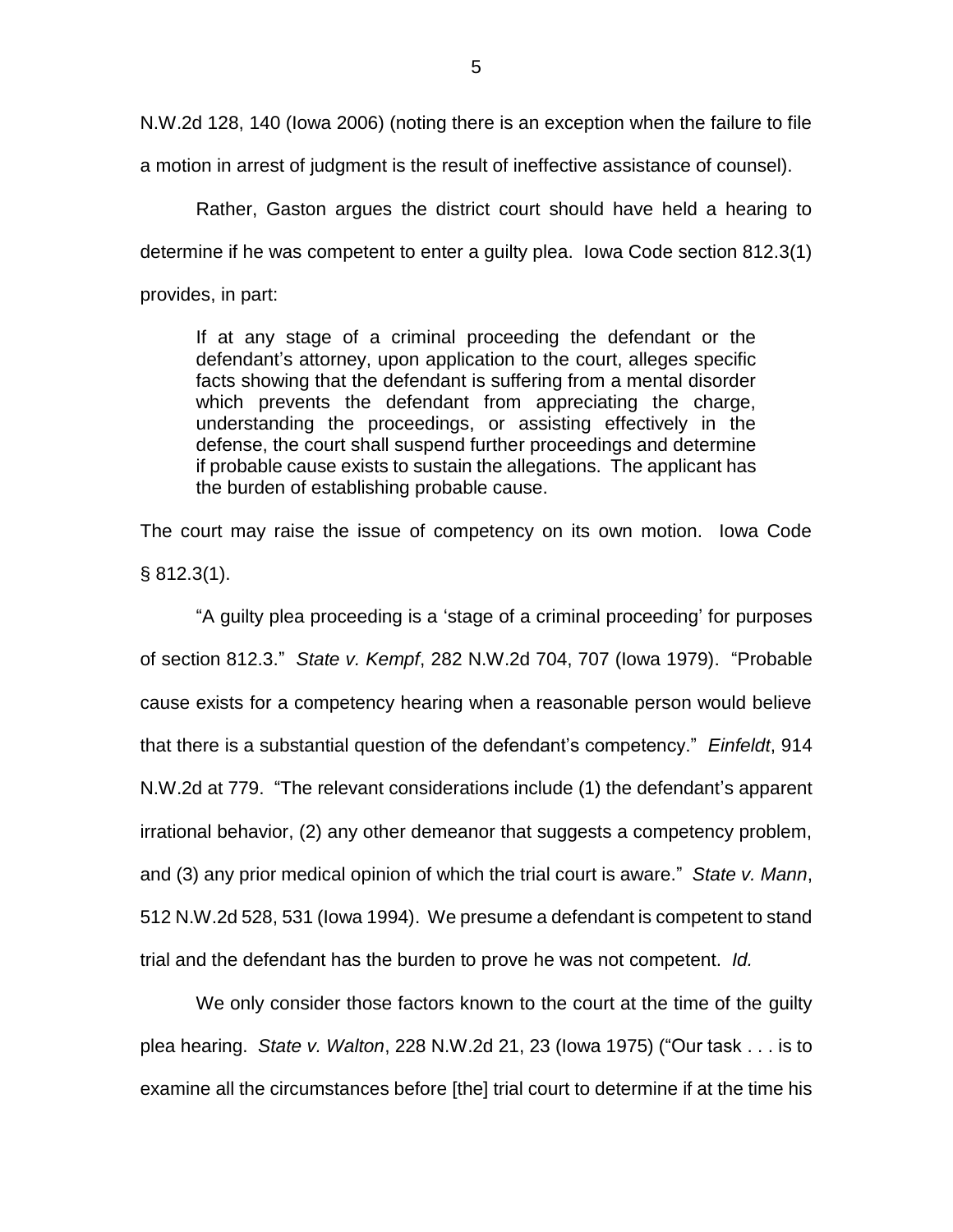N.W.2d 128, 140 (Iowa 2006) (noting there is an exception when the failure to file a motion in arrest of judgment is the result of ineffective assistance of counsel).

Rather, Gaston argues the district court should have held a hearing to determine if he was competent to enter a guilty plea. Iowa Code section 812.3(1) provides, in part:

> If at any stage of a criminal proceeding the defendant or the defendant's attorney, upon application to the court, alleges specific facts showing that the defendant is suffering from a mental disorder which prevents the defendant from appreciating the charge, understanding the proceedings, or assisting effectively in the defense, the court shall suspend further proceedings and determine if probable cause exists to sustain the allegations. The applicant has the burden of establishing probable cause.

The court may raise the issue of competency on its own motion. Iowa Code § 812.3(1).

"A guilty plea proceeding is a 'stage of a criminal proceeding' for purposes of section 812.3." *State v. Kempf*, 282 N.W.2d 704, 707 (Iowa 1979). "Probable cause exists for a competency hearing when a reasonable person would believe that there is a substantial question of the defendant's competency." *Einfeldt*, 914 N.W.2d at 779. "The relevant considerations include (1) the defendant's apparent irrational behavior, (2) any other demeanor that suggests a competency problem, and (3) any prior medical opinion of which the trial court is aware." *State v. Mann*, 512 N.W.2d 528, 531 (Iowa 1994). We presume a defendant is competent to stand trial and the defendant has the burden to prove he was not competent. *Id.*

We only consider those factors known to the court at the time of the guilty plea hearing. *State v. Walton*, 228 N.W.2d 21, 23 (Iowa 1975) ("Our task . . . is to examine all the circumstances before [the] trial court to determine if at the time his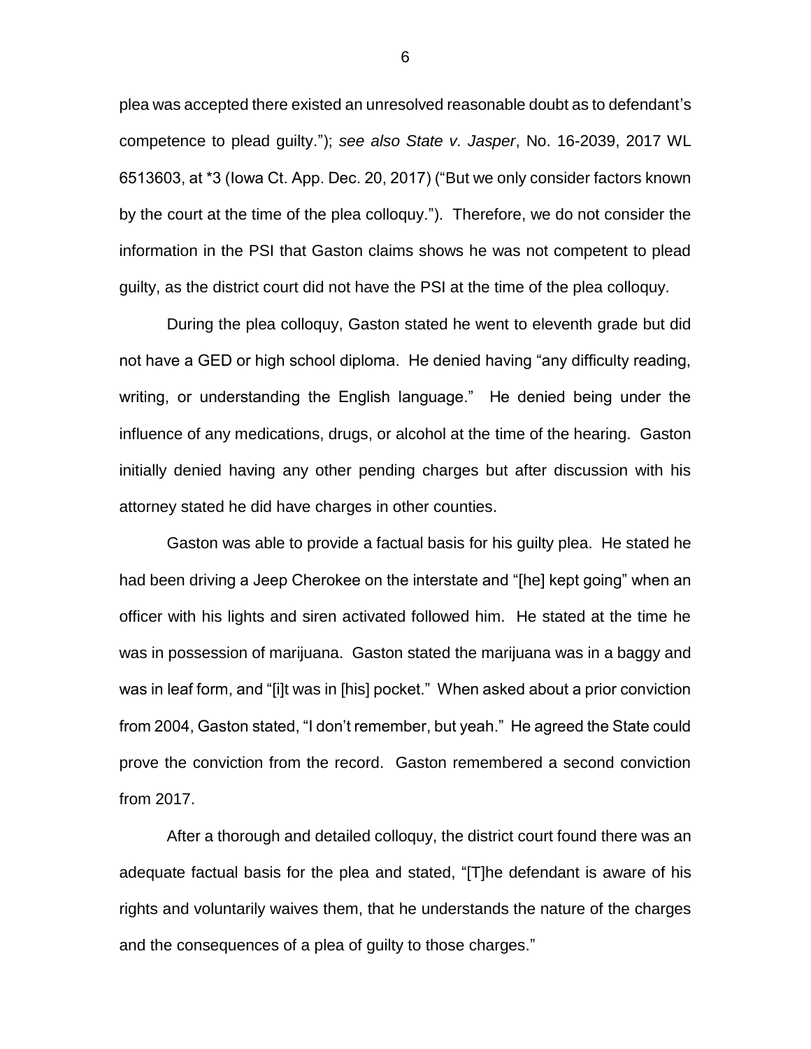plea was accepted there existed an unresolved reasonable doubt as to defendant's competence to plead guilty."); *see also State v. Jasper*, No. 16-2039, 2017 WL 6513603, at *3 (Iowa Ct. App. Dec. 20, 2017) ("But we only consider factors known by the court at the time of the plea colloquy."). Therefore, we do not consider the information in the PSI that Gaston claims shows he was not competent to plead guilty, as the district court did not have the PSI at the time of the plea colloquy.

During the plea colloquy, Gaston stated he went to eleventh grade but did not have a GED or high school diploma. He denied having "any difficulty reading, writing, or understanding the English language." He denied being under the influence of any medications, drugs, or alcohol at the time of the hearing. Gaston initially denied having any other pending charges but after discussion with his attorney stated he did have charges in other counties.

Gaston was able to provide a factual basis for his guilty plea. He stated he had been driving a Jeep Cherokee on the interstate and "[he] kept going" when an officer with his lights and siren activated followed him. He stated at the time he was in possession of marijuana. Gaston stated the marijuana was in a baggy and was in leaf form, and "[i]t was in [his] pocket." When asked about a prior conviction from 2004, Gaston stated, "I don't remember, but yeah." He agreed the State could prove the conviction from the record. Gaston remembered a second conviction from 2017.

After a thorough and detailed colloquy, the district court found there was an adequate factual basis for the plea and stated, "[T]he defendant is aware of his rights and voluntarily waives them, that he understands the nature of the charges and the consequences of a plea of guilty to those charges."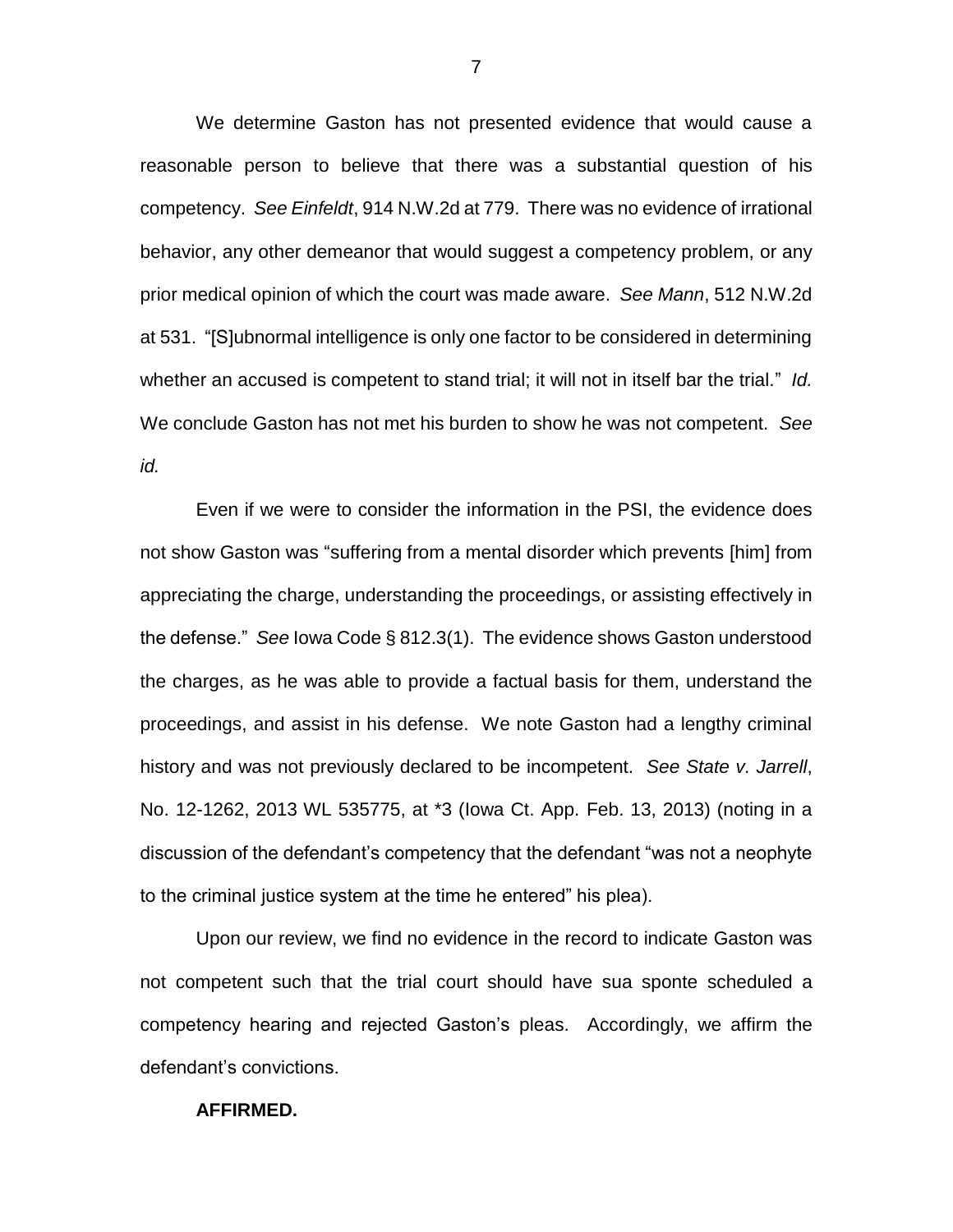We determine Gaston has not presented evidence that would cause a reasonable person to believe that there was a substantial question of his competency. *See Einfeldt*, 914 N.W.2d at 779. There was no evidence of irrational behavior, any other demeanor that would suggest a competency problem, or any prior medical opinion of which the court was made aware. *See Mann*, 512 N.W.2d at 531. "[S]ubnormal intelligence is only one factor to be considered in determining whether an accused is competent to stand trial; it will not in itself bar the trial." *Id.* We conclude Gaston has not met his burden to show he was not competent. *See id.*

Even if we were to consider the information in the PSI, the evidence does not show Gaston was "suffering from a mental disorder which prevents [him] from appreciating the charge, understanding the proceedings, or assisting effectively in the defense." *See* Iowa Code § 812.3(1). The evidence shows Gaston understood the charges, as he was able to provide a factual basis for them, understand the proceedings, and assist in his defense. We note Gaston had a lengthy criminal history and was not previously declared to be incompetent. *See State v. Jarrell*, No. 12-1262, 2013 WL 535775, at *3 (Iowa Ct. App. Feb. 13, 2013) (noting in a discussion of the defendant's competency that the defendant "was not a neophyte to the criminal justice system at the time he entered" his plea).

Upon our review, we find no evidence in the record to indicate Gaston was not competent such that the trial court should have sua sponte scheduled a competency hearing and rejected Gaston's pleas. Accordingly, we affirm the defendant's convictions.

**AFFIRMED.**